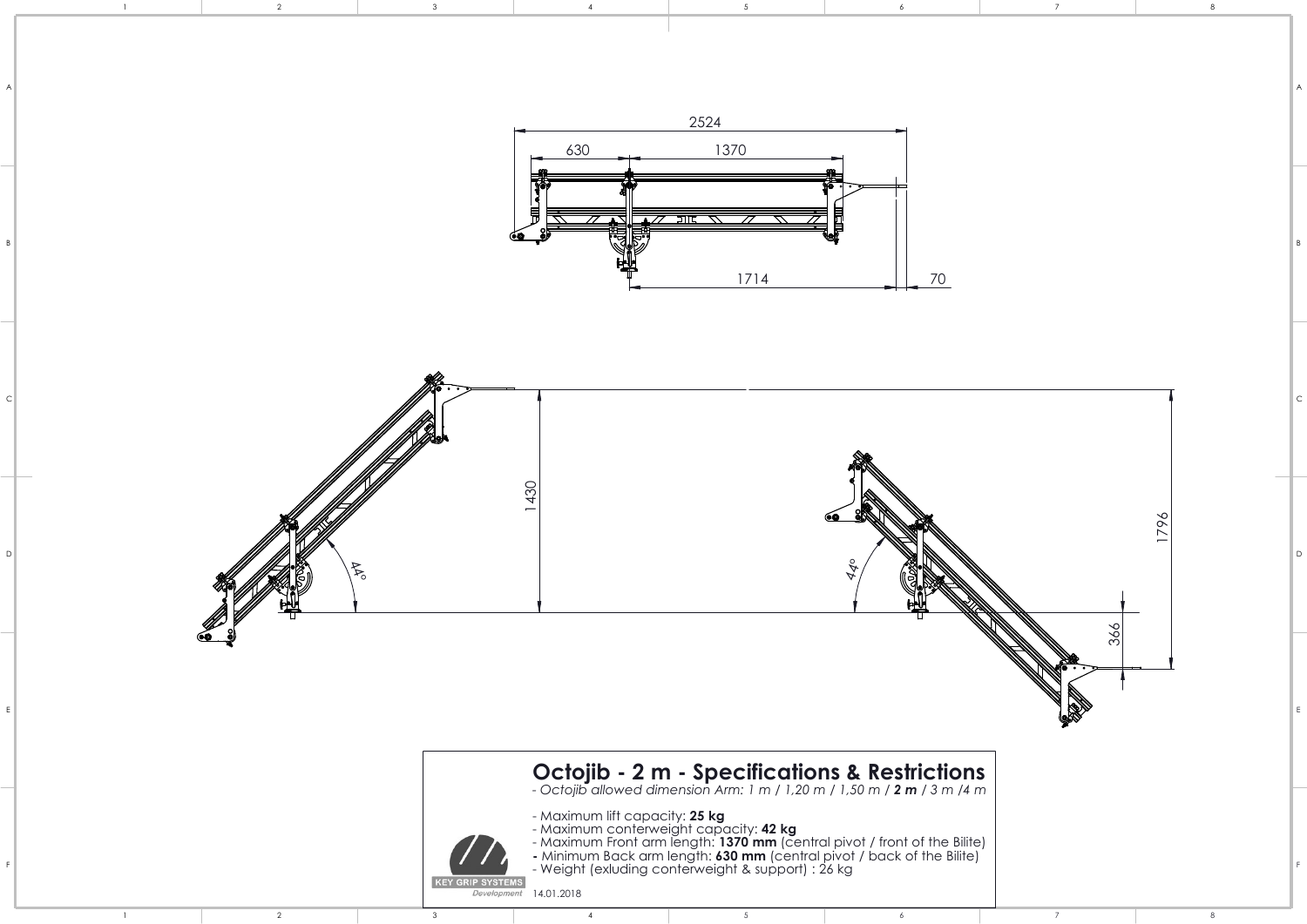2524

630 1370

1714 70

1430

44°

44°

1796

366

# Octojib - 2 m - Specifications & Restrictions

*- Octojib allowed dimension Arm: 1 m / 1,20 m / 1,50 m / **2 m** / 3 m /4 m*

- Maximum lift capacity: **25 kg**
- Maximum conterweight capacity: **42 kg**
- Maximum Front arm length: **1370 mm** (central pivot / front of the Bilite)
- Minimum Back arm length: **630 mm** (central pivot / back of the Bilite)
- Weight (exluding conterweight & support) : 26 kg

KEY GRIP SYSTEMS
*Development*

14.01.2018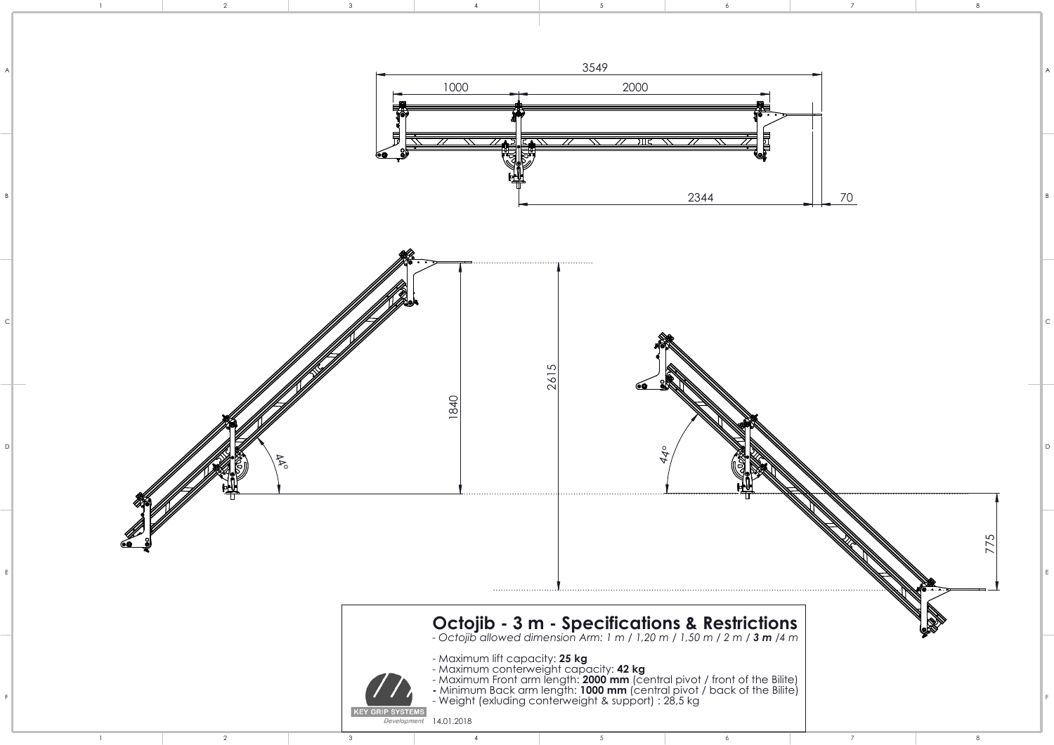3549

1000 2000

2344 70

1840 2615

44° 44°

775

# Octojib - 3 m - Specifications & Restrictions

*- Octojib allowed dimension Arm: 1 m / 1,20 m / 1,50 m / 2 m / **3 m** /4 m*

- Maximum lift capacity: **25 kg**
- Maximum conterweight capacity: **42 kg**
- Maximum Front arm length: **2000 mm** (central pivot / front of the Bilite)
- Minimum Back arm length: **1000 mm** (central pivot / back of the Bilite)
- Weight (exluding conterweight & support) : 28,5 kg

KEY GRIP SYSTEMS *Development* 14.01.2018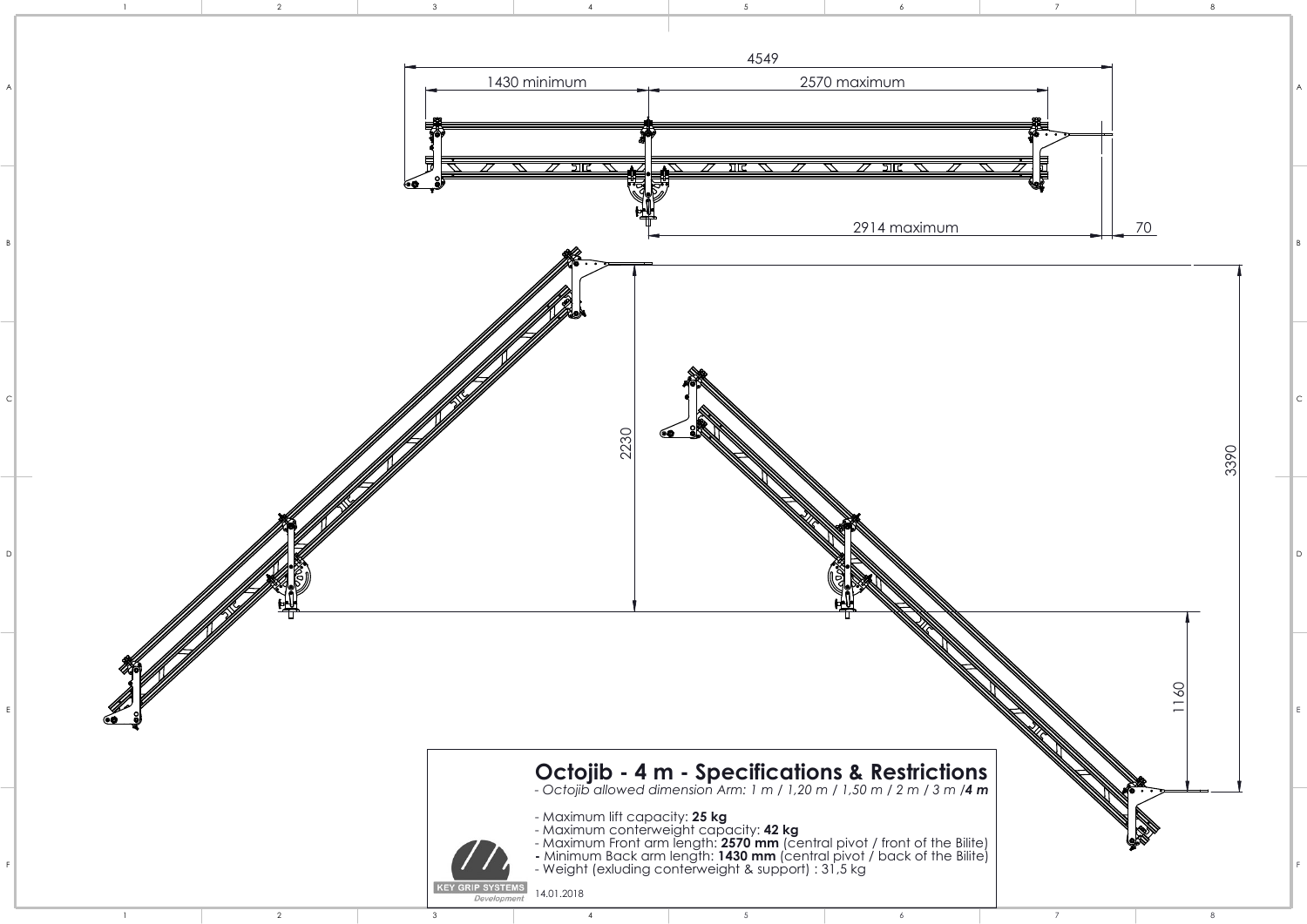4549

1430 minimum

2570 maximum

2914 maximum

70

2230

3390

1160

# Octojib - 4 m - Specifications & Restrictions

*- Octojib allowed dimension Arm: 1 m / 1,20 m / 1,50 m / 2 m / 3 m /**4 m***

- Maximum lift capacity: **25 kg**
- Maximum conterweight capacity: **42 kg**
- Maximum Front arm length: **2570 mm** (central pivot / front of the Bilite)
- Minimum Back arm length: **1430 mm** (central pivot / back of the Bilite)
- Weight (exluding conterweight & support) : 31,5 kg

KEY GRIP SYSTEMS
Development

14.01.2018